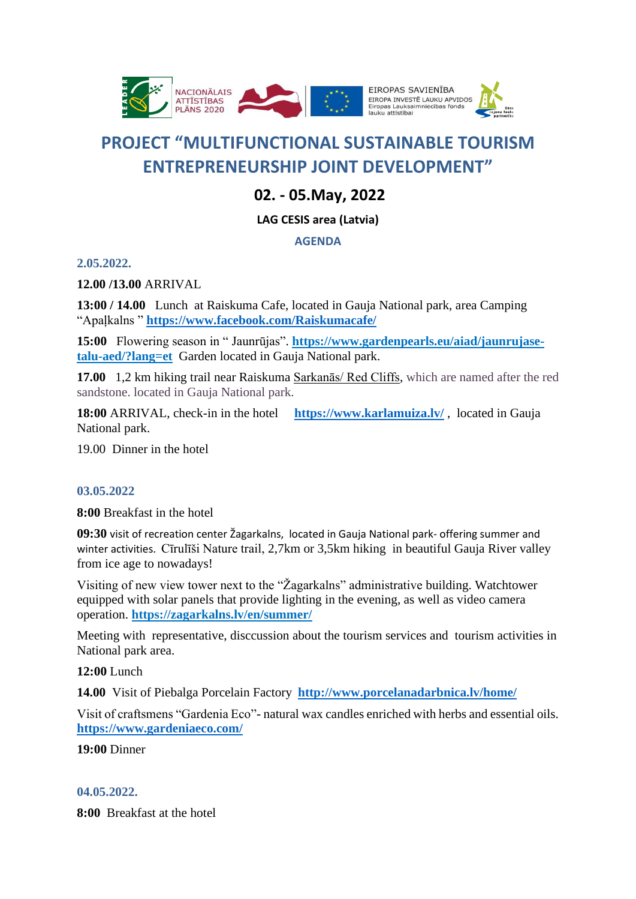# PROJECT "MULTIFUNCTIONAL SUSTAINABLE TOURISM ENTREPRENEURSHIP JOINT DEVELOPMENT"

## 02. - 05.May, 2022

### LAG CESIS area (Latvia)

### AGENDA

**2.05.2022.**

**12.00 /13.00** ARRIVAL

**13:00 / 14.00** Lunch at Raiskuma Cafe, located in Gauja National park, area Camping "Apaļkalns " **https://www.facebook.com/Raiskumacafe/**

**15:00** Flowering season in " Jaunrūjas". **https://www.gardenpearls.eu/aiad/jaunrujase-talu-aed/?lang=et** Garden located in Gauja National park.

**17.00** 1,2 km hiking trail near Raiskuma Sarkanās/ Red Cliffs, which are named after the red sandstone. located in Gauja National park.

**18:00** ARRIVAL, check-in in the hotel **https://www.karlamuiza.lv/** , located in Gauja National park.

19.00 Dinner in the hotel

**03.05.2022**

**8:00** Breakfast in the hotel

**09:30** visit of recreation center Žagarkalns, located in Gauja National park- offering summer and winter activities. Cīrulīši Nature trail, 2,7km or 3,5km hiking in beautiful Gauja River valley from ice age to nowadays!

Visiting of new view tower next to the "Žagarkalns" administrative building. Watchtower equipped with solar panels that provide lighting in the evening, as well as video camera operation. **https://zagarkalns.lv/en/summer/**

Meeting with representative, disccussion about the tourism services and tourism activities in National park area.

**12:00** Lunch

**14.00** Visit of Piebalga Porcelain Factory **http://www.porcelanadarbnica.lv/home/**

Visit of craftsmens "Gardenia Eco"- natural wax candles enriched with herbs and essential oils. **https://www.gardeniaeco.com/**

**19:00** Dinner

**04.05.2022.**

**8:00** Breakfast at the hotel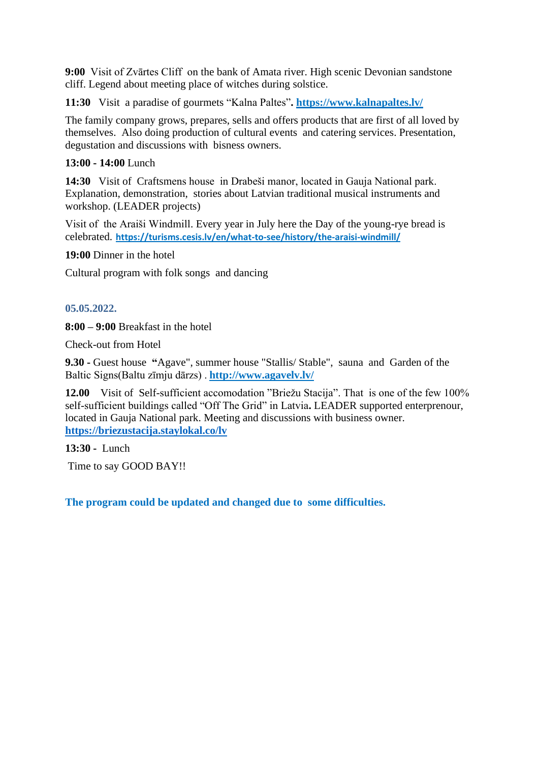**9:00** Visit of Zvārtes Cliff on the bank of Amata river. High scenic Devonian sandstone cliff. Legend about meeting place of witches during solstice.

**11:30** Visit a paradise of gourmets "Kalna Paltes". **https://www.kalnapaltes.lv/**

The family company grows, prepares, sells and offers products that are first of all loved by themselves. Also doing production of cultural events and catering services. Presentation, degustation and discussions with bisness owners.

**13:00 - 14:00** Lunch

**14:30** Visit of Craftsmens house in Drabeši manor, located in Gauja National park. Explanation, demonstration, stories about Latvian traditional musical instruments and workshop. (LEADER projects)

Visit of the Araiši Windmill. Every year in July here the Day of the young-rye bread is celebrated. **https://turisms.cesis.lv/en/what-to-see/history/the-araisi-windmill/**

**19:00** Dinner in the hotel

Cultural program with folk songs and dancing

**05.05.2022.**

**8:00 – 9:00** Breakfast in the hotel

Check-out from Hotel

**9.30 -** Guest house **"**Agave", summer house "Stallis/ Stable", sauna and Garden of the Baltic Signs(Baltu zīmju dārzs) . **http://www.agavelv.lv/**

**12.00** Visit of Self-sufficient accomodation "Briežu Stacija". That is one of the few 100% self-sufficient buildings called "Off The Grid" in Latvia**.** LEADER supported enterprenour, located in Gauja National park. Meeting and discussions with business owner. **https://briezustacija.staylokal.co/lv**

**13:30 -** Lunch

Time to say GOOD BAY!!

**The program could be updated and changed due to some difficulties.**